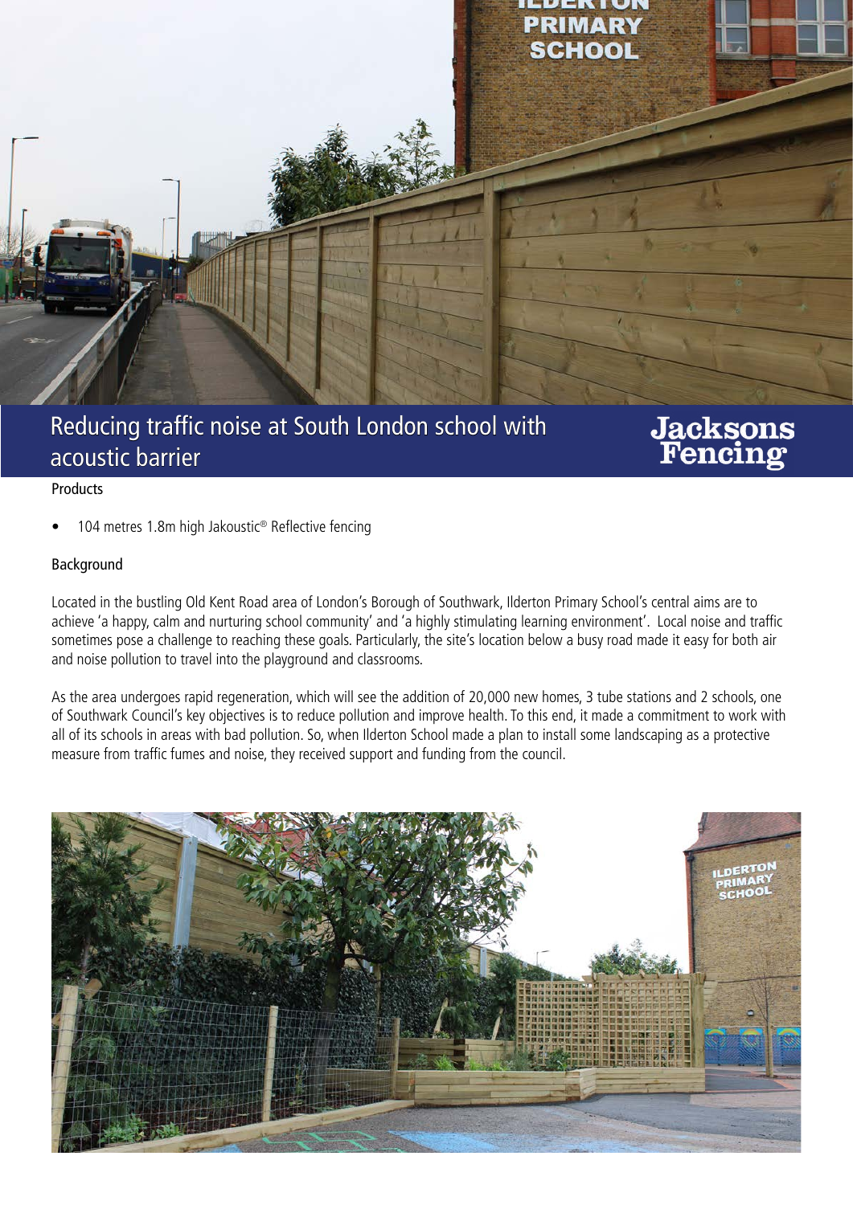# Reducing traffic noise at South London school with acoustic barrier

Jacksons Fencing

## Products

- 104 metres 1.8m high Jakoustic® Reflective fencing

## Background

Located in the bustling Old Kent Road area of London's Borough of Southwark, Ilderton Primary School's central aims are to achieve 'a happy, calm and nurturing school community' and 'a highly stimulating learning environment'.  Local noise and traffic sometimes pose a challenge to reaching these goals. Particularly, the site's location below a busy road made it easy for both air and noise pollution to travel into the playground and classrooms.

As the area undergoes rapid regeneration, which will see the addition of 20,000 new homes, 3 tube stations and 2 schools, one of Southwark Council's key objectives is to reduce pollution and improve health. To this end, it made a commitment to work with all of its schools in areas with bad pollution. So, when Ilderton School made a plan to install some landscaping as a protective measure from traffic fumes and noise, they received support and funding from the council.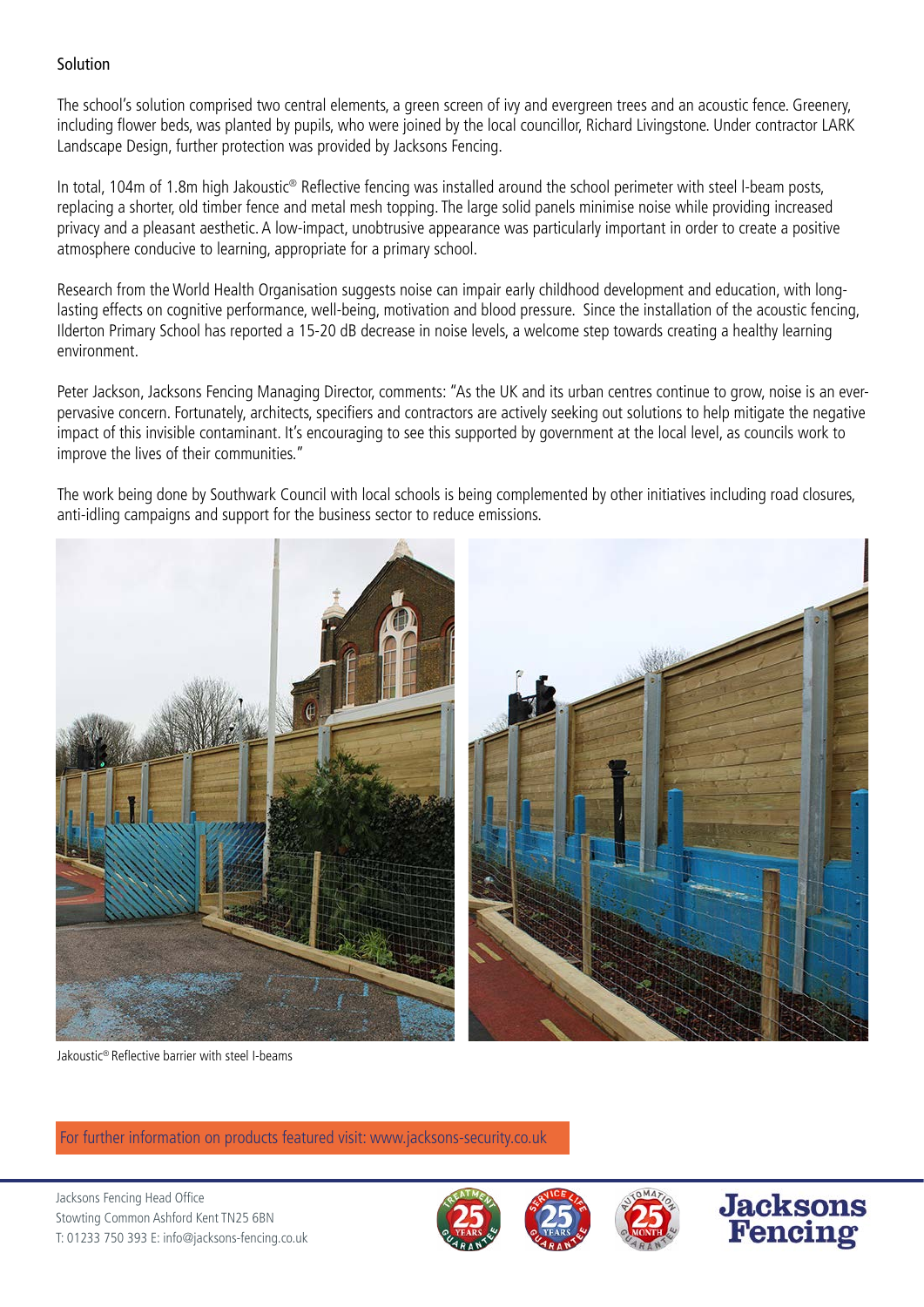## Solution

The school's solution comprised two central elements, a green screen of ivy and evergreen trees and an acoustic fence. Greenery, including flower beds, was planted by pupils, who were joined by the local councillor, Richard Livingstone. Under contractor LARK Landscape Design, further protection was provided by Jacksons Fencing.

In total, 104m of 1.8m high Jakoustic® Reflective fencing was installed around the school perimeter with steel I-beam posts, replacing a shorter, old timber fence and metal mesh topping. The large solid panels minimise noise while providing increased privacy and a pleasant aesthetic. A low-impact, unobtrusive appearance was particularly important in order to create a positive atmosphere conducive to learning, appropriate for a primary school.

Research from the World Health Organisation suggests noise can impair early childhood development and education, with long-lasting effects on cognitive performance, well-being, motivation and blood pressure. Since the installation of the acoustic fencing, Ilderton Primary School has reported a 15-20 dB decrease in noise levels, a welcome step towards creating a healthy learning environment.

Peter Jackson, Jacksons Fencing Managing Director, comments: "As the UK and its urban centres continue to grow, noise is an ever-pervasive concern. Fortunately, architects, specifiers and contractors are actively seeking out solutions to help mitigate the negative impact of this invisible contaminant. It's encouraging to see this supported by government at the local level, as councils work to improve the lives of their communities."

The work being done by Southwark Council with local schools is being complemented by other initiatives including road closures, anti-idling campaigns and support for the business sector to reduce emissions.

Jakoustic® Reflective barrier with steel I-beams

For further information on products featured visit: www.jacksons-security.co.uk

Jacksons Fencing Head Office
Stowting Common Ashford Kent TN25 6BN
T: 01233 750 393 E: info@jacksons-fencing.co.uk